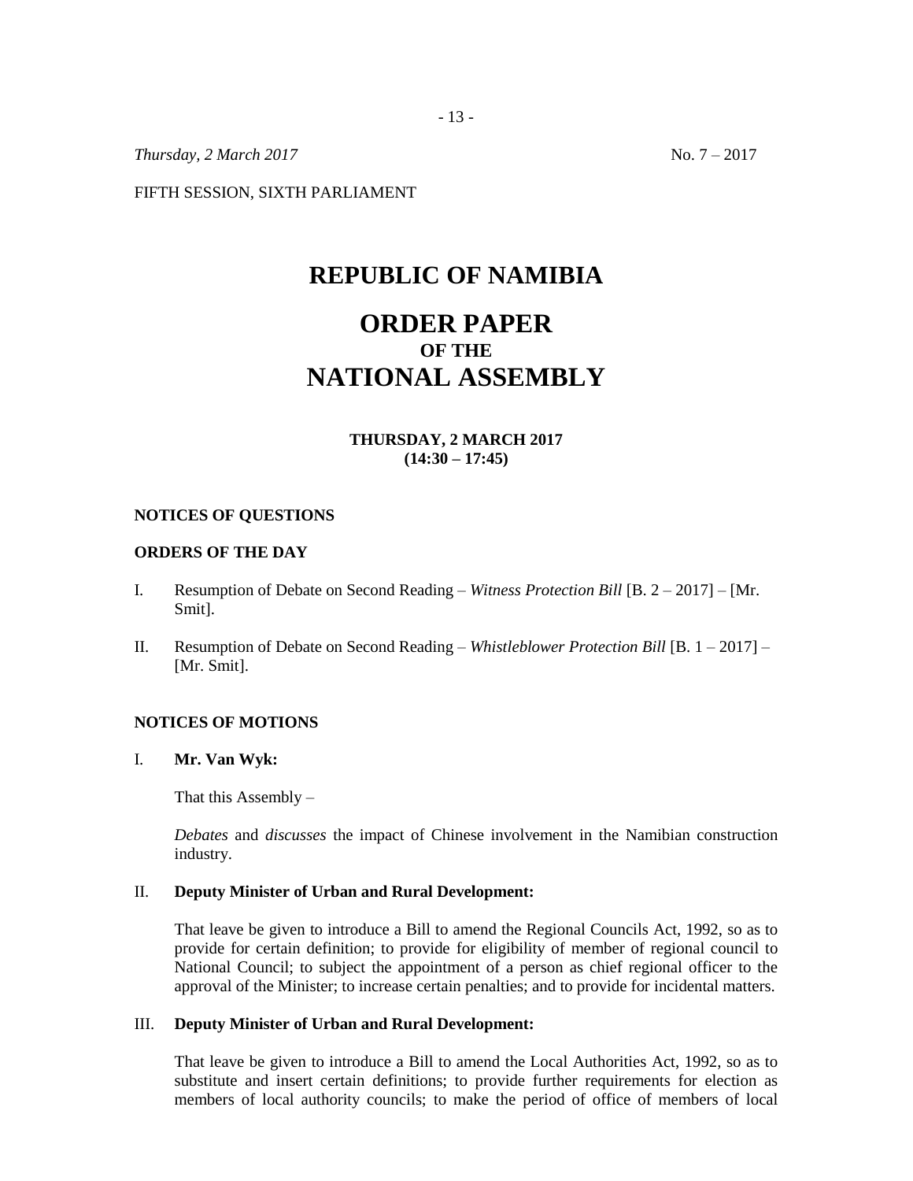*Thursday, 2 March 2017* No. 7 – 2017

FIFTH SESSION, SIXTH PARLIAMENT

# REPUBLIC OF NAMIBIA

# ORDER PAPER
## OF THE
# NATIONAL ASSEMBLY

**THURSDAY, 2 MARCH 2017**
**(14:30 – 17:45)**

**NOTICES OF QUESTIONS**

**ORDERS OF THE DAY**

I. Resumption of Debate on Second Reading – *Witness Protection Bill* [B. 2 – 2017] – [Mr. Smit].

II. Resumption of Debate on Second Reading – *Whistleblower Protection Bill* [B. 1 – 2017] – [Mr. Smit].

**NOTICES OF MOTIONS**

I. **Mr. Van Wyk:**

That this Assembly –

*Debates* and *discusses* the impact of Chinese involvement in the Namibian construction industry.

II. **Deputy Minister of Urban and Rural Development:**

That leave be given to introduce a Bill to amend the Regional Councils Act, 1992, so as to provide for certain definition; to provide for eligibility of member of regional council to National Council; to subject the appointment of a person as chief regional officer to the approval of the Minister; to increase certain penalties; and to provide for incidental matters.

III. **Deputy Minister of Urban and Rural Development:**

That leave be given to introduce a Bill to amend the Local Authorities Act, 1992, so as to substitute and insert certain definitions; to provide further requirements for election as members of local authority councils; to make the period of office of members of local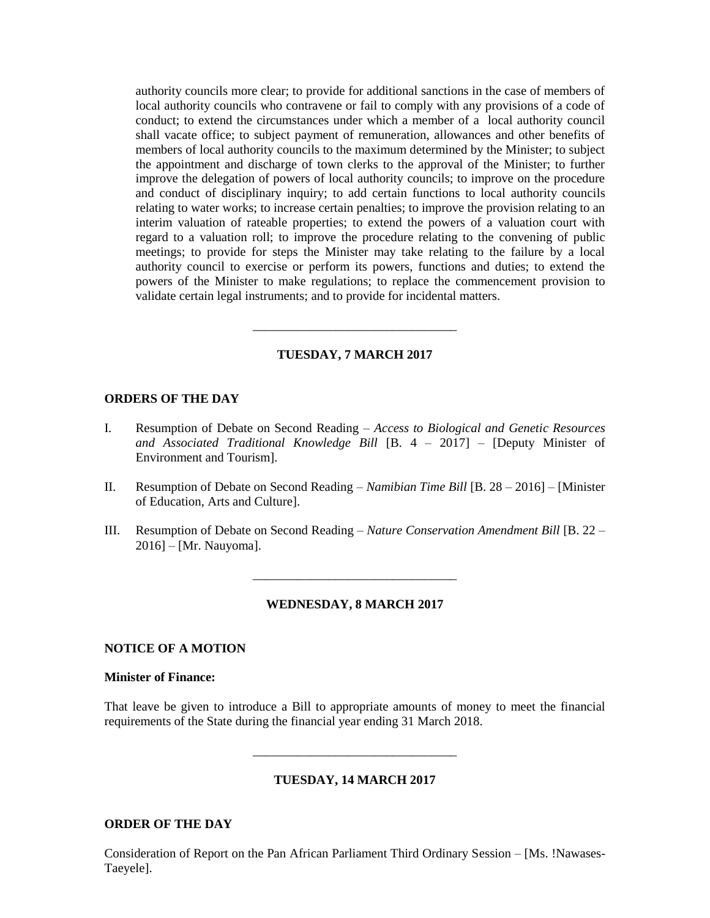authority councils more clear; to provide for additional sanctions in the case of members of local authority councils who contravene or fail to comply with any provisions of a code of conduct; to extend the circumstances under which a member of a local authority council shall vacate office; to subject payment of remuneration, allowances and other benefits of members of local authority councils to the maximum determined by the Minister; to subject the appointment and discharge of town clerks to the approval of the Minister; to further improve the delegation of powers of local authority councils; to improve on the procedure and conduct of disciplinary inquiry; to add certain functions to local authority councils relating to water works; to increase certain penalties; to improve the provision relating to an interim valuation of rateable properties; to extend the powers of a valuation court with regard to a valuation roll; to improve the procedure relating to the convening of public meetings; to provide for steps the Minister may take relating to the failure by a local authority council to exercise or perform its powers, functions and duties; to extend the powers of the Minister to make regulations; to replace the commencement provision to validate certain legal instruments; and to provide for incidental matters.

---

**TUESDAY, 7 MARCH 2017**

**ORDERS OF THE DAY**

I. Resumption of Debate on Second Reading – *Access to Biological and Genetic Resources and Associated Traditional Knowledge Bill* [B. 4 – 2017] – [Deputy Minister of Environment and Tourism].

II. Resumption of Debate on Second Reading – *Namibian Time Bill* [B. 28 – 2016] – [Minister of Education, Arts and Culture].

III. Resumption of Debate on Second Reading – *Nature Conservation Amendment Bill* [B. 22 – 2016] – [Mr. Nauyoma].

---

**WEDNESDAY, 8 MARCH 2017**

**NOTICE OF A MOTION**

**Minister of Finance:**

That leave be given to introduce a Bill to appropriate amounts of money to meet the financial requirements of the State during the financial year ending 31 March 2018.

---

**TUESDAY, 14 MARCH 2017**

**ORDER OF THE DAY**

Consideration of Report on the Pan African Parliament Third Ordinary Session – [Ms. !Nawases-Taeyele].